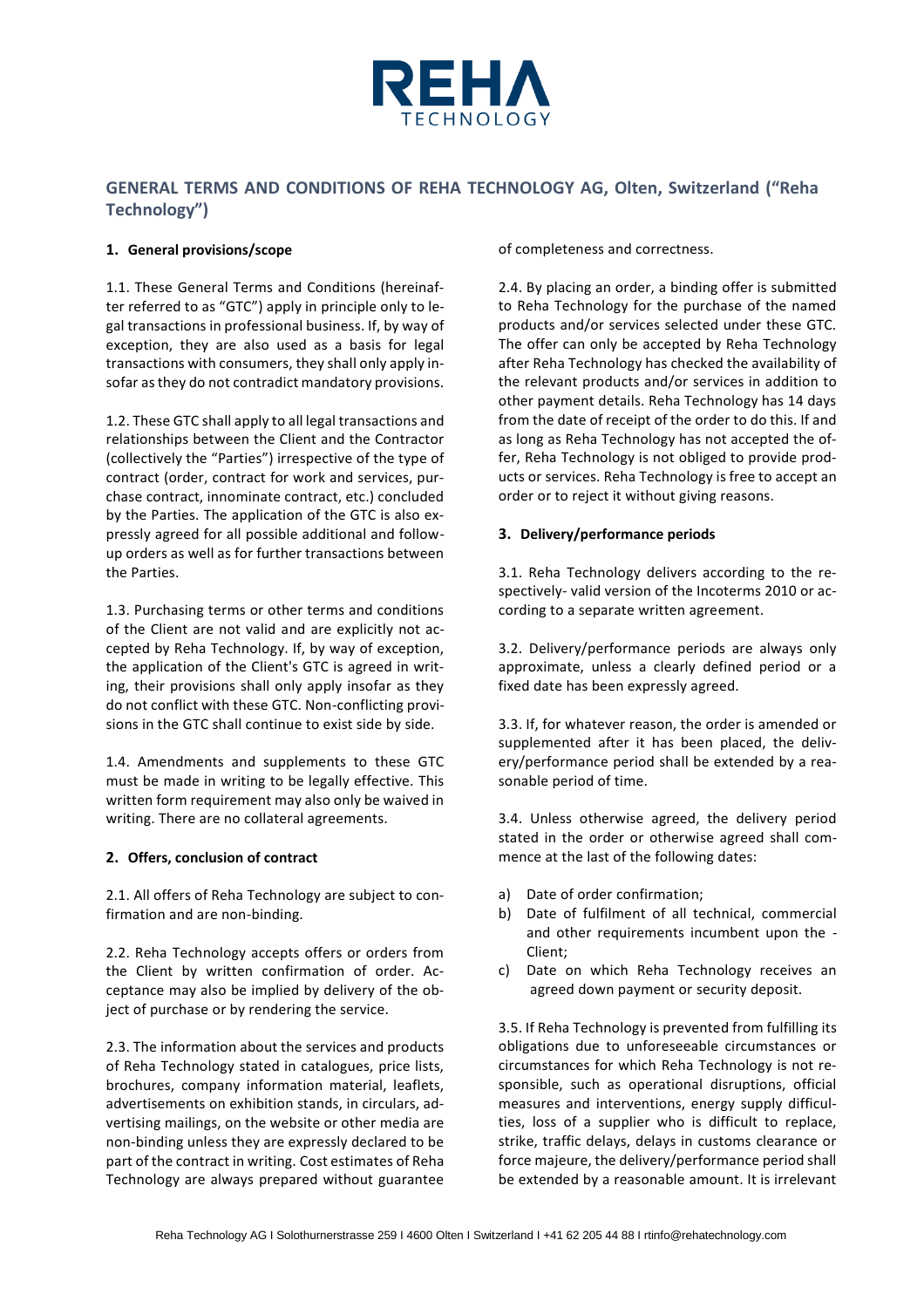# GENERAL TERMS AND CONDITIONS OF REHA TECHNOLOGY AG, Olten, Switzerland ("Reha Technology")

## 1. General provisions/scope

1.1. These General Terms and Conditions (hereinafter referred to as "GTC") apply in principle only to legal transactions in professional business. If, by way of exception, they are also used as a basis for legal transactions with consumers, they shall only apply insofar as they do not contradict mandatory provisions.

1.2. These GTC shall apply to all legal transactions and relationships between the Client and the Contractor (collectively the "Parties") irrespective of the type of contract (order, contract for work and services, purchase contract, innominate contract, etc.) concluded by the Parties. The application of the GTC is also expressly agreed for all possible additional and follow-up orders as well as for further transactions between the Parties.

1.3. Purchasing terms or other terms and conditions of the Client are not valid and are explicitly not accepted by Reha Technology. If, by way of exception, the application of the Client's GTC is agreed in writing, their provisions shall only apply insofar as they do not conflict with these GTC. Non-conflicting provisions in the GTC shall continue to exist side by side.

1.4. Amendments and supplements to these GTC must be made in writing to be legally effective. This written form requirement may also only be waived in writing. There are no collateral agreements.

## 2. Offers, conclusion of contract

2.1. All offers of Reha Technology are subject to confirmation and are non-binding.

2.2. Reha Technology accepts offers or orders from the Client by written confirmation of order. Acceptance may also be implied by delivery of the object of purchase or by rendering the service.

2.3. The information about the services and products of Reha Technology stated in catalogues, price lists, brochures, company information material, leaflets, advertisements on exhibition stands, in circulars, advertising mailings, on the website or other media are non-binding unless they are expressly declared to be part of the contract in writing. Cost estimates of Reha Technology are always prepared without guarantee of completeness and correctness.

2.4. By placing an order, a binding offer is submitted to Reha Technology for the purchase of the named products and/or services selected under these GTC. The offer can only be accepted by Reha Technology after Reha Technology has checked the availability of the relevant products and/or services in addition to other payment details. Reha Technology has 14 days from the date of receipt of the order to do this. If and as long as Reha Technology has not accepted the offer, Reha Technology is not obliged to provide products or services. Reha Technology is free to accept an order or to reject it without giving reasons.

## 3. Delivery/performance periods

3.1. Reha Technology delivers according to the respectively- valid version of the Incoterms 2010 or according to a separate written agreement.

3.2. Delivery/performance periods are always only approximate, unless a clearly defined period or a fixed date has been expressly agreed.

3.3. If, for whatever reason, the order is amended or supplemented after it has been placed, the delivery/performance period shall be extended by a reasonable period of time.

3.4. Unless otherwise agreed, the delivery period stated in the order or otherwise agreed shall commence at the last of the following dates:

a) Date of order confirmation;
b) Date of fulfilment of all technical, commercial and other requirements incumbent upon the - Client;
c) Date on which Reha Technology receives an agreed down payment or security deposit.

3.5. If Reha Technology is prevented from fulfilling its obligations due to unforeseeable circumstances or circumstances for which Reha Technology is not responsible, such as operational disruptions, official measures and interventions, energy supply difficulties, loss of a supplier who is difficult to replace, strike, traffic delays, delays in customs clearance or force majeure, the delivery/performance period shall be extended by a reasonable amount. It is irrelevant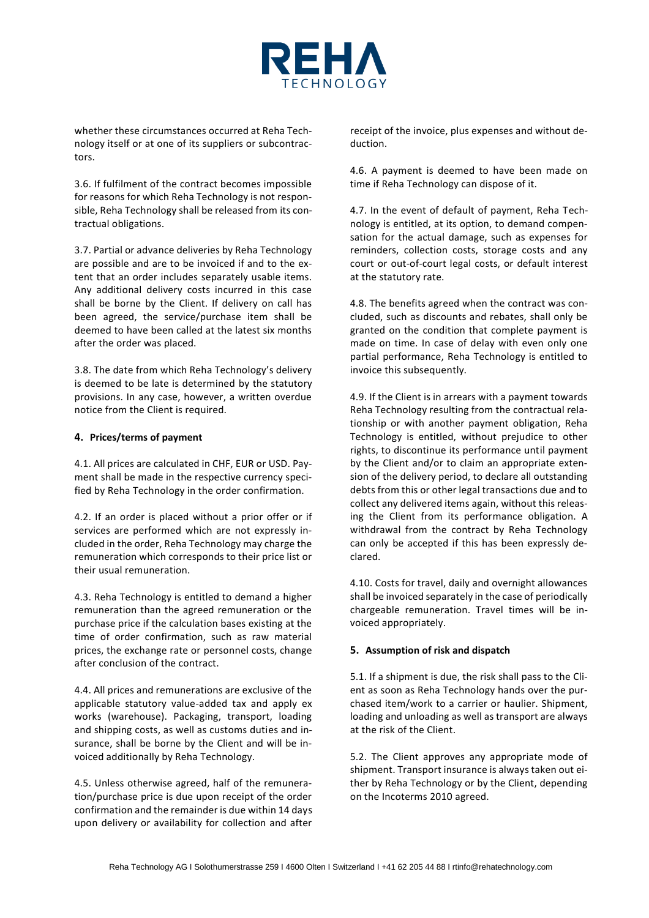whether these circumstances occurred at Reha Technology itself or at one of its suppliers or subcontractors.

3.6. If fulfilment of the contract becomes impossible for reasons for which Reha Technology is not responsible, Reha Technology shall be released from its contractual obligations.

3.7. Partial or advance deliveries by Reha Technology are possible and are to be invoiced if and to the extent that an order includes separately usable items. Any additional delivery costs incurred in this case shall be borne by the Client. If delivery on call has been agreed, the service/purchase item shall be deemed to have been called at the latest six months after the order was placed.

3.8. The date from which Reha Technology's delivery is deemed to be late is determined by the statutory provisions. In any case, however, a written overdue notice from the Client is required.

**4. Prices/terms of payment**

4.1. All prices are calculated in CHF, EUR or USD. Payment shall be made in the respective currency specified by Reha Technology in the order confirmation.

4.2. If an order is placed without a prior offer or if services are performed which are not expressly included in the order, Reha Technology may charge the remuneration which corresponds to their price list or their usual remuneration.

4.3. Reha Technology is entitled to demand a higher remuneration than the agreed remuneration or the purchase price if the calculation bases existing at the time of order confirmation, such as raw material prices, the exchange rate or personnel costs, change after conclusion of the contract.

4.4. All prices and remunerations are exclusive of the applicable statutory value-added tax and apply ex works (warehouse). Packaging, transport, loading and shipping costs, as well as customs duties and insurance, shall be borne by the Client and will be invoiced additionally by Reha Technology.

4.5. Unless otherwise agreed, half of the remuneration/purchase price is due upon receipt of the order confirmation and the remainder is due within 14 days upon delivery or availability for collection and after receipt of the invoice, plus expenses and without deduction.

4.6. A payment is deemed to have been made on time if Reha Technology can dispose of it.

4.7. In the event of default of payment, Reha Technology is entitled, at its option, to demand compensation for the actual damage, such as expenses for reminders, collection costs, storage costs and any court or out-of-court legal costs, or default interest at the statutory rate.

4.8. The benefits agreed when the contract was concluded, such as discounts and rebates, shall only be granted on the condition that complete payment is made on time. In case of delay with even only one partial performance, Reha Technology is entitled to invoice this subsequently.

4.9. If the Client is in arrears with a payment towards Reha Technology resulting from the contractual relationship or with another payment obligation, Reha Technology is entitled, without prejudice to other rights, to discontinue its performance until payment by the Client and/or to claim an appropriate extension of the delivery period, to declare all outstanding debts from this or other legal transactions due and to collect any delivered items again, without this releasing the Client from its performance obligation. A withdrawal from the contract by Reha Technology can only be accepted if this has been expressly declared.

4.10. Costs for travel, daily and overnight allowances shall be invoiced separately in the case of periodically chargeable remuneration. Travel times will be invoiced appropriately.

**5. Assumption of risk and dispatch**

5.1. If a shipment is due, the risk shall pass to the Client as soon as Reha Technology hands over the purchased item/work to a carrier or haulier. Shipment, loading and unloading as well as transport are always at the risk of the Client.

5.2. The Client approves any appropriate mode of shipment. Transport insurance is always taken out either by Reha Technology or by the Client, depending on the Incoterms 2010 agreed.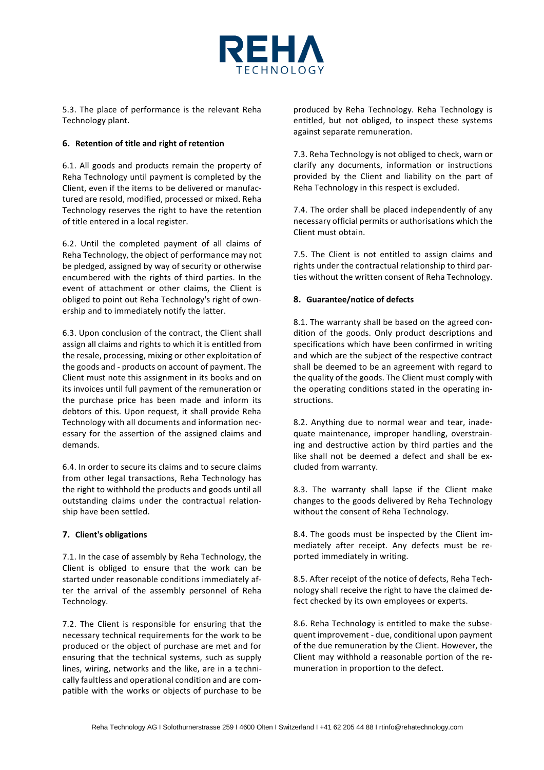5.3. The place of performance is the relevant Reha Technology plant.

## 6. Retention of title and right of retention

6.1. All goods and products remain the property of Reha Technology until payment is completed by the Client, even if the items to be delivered or manufactured are resold, modified, processed or mixed. Reha Technology reserves the right to have the retention of title entered in a local register.

6.2. Until the completed payment of all claims of Reha Technology, the object of performance may not be pledged, assigned by way of security or otherwise encumbered with the rights of third parties. In the event of attachment or other claims, the Client is obliged to point out Reha Technology's right of ownership and to immediately notify the latter.

6.3. Upon conclusion of the contract, the Client shall assign all claims and rights to which it is entitled from the resale, processing, mixing or other exploitation of the goods and - products on account of payment. The Client must note this assignment in its books and on its invoices until full payment of the remuneration or the purchase price has been made and inform its debtors of this. Upon request, it shall provide Reha Technology with all documents and information necessary for the assertion of the assigned claims and demands.

6.4. In order to secure its claims and to secure claims from other legal transactions, Reha Technology has the right to withhold the products and goods until all outstanding claims under the contractual relationship have been settled.

## 7. Client's obligations

7.1. In the case of assembly by Reha Technology, the Client is obliged to ensure that the work can be started under reasonable conditions immediately after the arrival of the assembly personnel of Reha Technology.

7.2. The Client is responsible for ensuring that the necessary technical requirements for the work to be produced or the object of purchase are met and for ensuring that the technical systems, such as supply lines, wiring, networks and the like, are in a technically faultless and operational condition and are compatible with the works or objects of purchase to be produced by Reha Technology. Reha Technology is entitled, but not obliged, to inspect these systems against separate remuneration.

7.3. Reha Technology is not obliged to check, warn or clarify any documents, information or instructions provided by the Client and liability on the part of Reha Technology in this respect is excluded.

7.4. The order shall be placed independently of any necessary official permits or authorisations which the Client must obtain.

7.5. The Client is not entitled to assign claims and rights under the contractual relationship to third parties without the written consent of Reha Technology.

## 8. Guarantee/notice of defects

8.1. The warranty shall be based on the agreed condition of the goods. Only product descriptions and specifications which have been confirmed in writing and which are the subject of the respective contract shall be deemed to be an agreement with regard to the quality of the goods. The Client must comply with the operating conditions stated in the operating instructions.

8.2. Anything due to normal wear and tear, inadequate maintenance, improper handling, overstraining and destructive action by third parties and the like shall not be deemed a defect and shall be excluded from warranty.

8.3. The warranty shall lapse if the Client make changes to the goods delivered by Reha Technology without the consent of Reha Technology.

8.4. The goods must be inspected by the Client immediately after receipt. Any defects must be reported immediately in writing.

8.5. After receipt of the notice of defects, Reha Technology shall receive the right to have the claimed defect checked by its own employees or experts.

8.6. Reha Technology is entitled to make the subsequent improvement - due, conditional upon payment of the due remuneration by the Client. However, the Client may withhold a reasonable portion of the remuneration in proportion to the defect.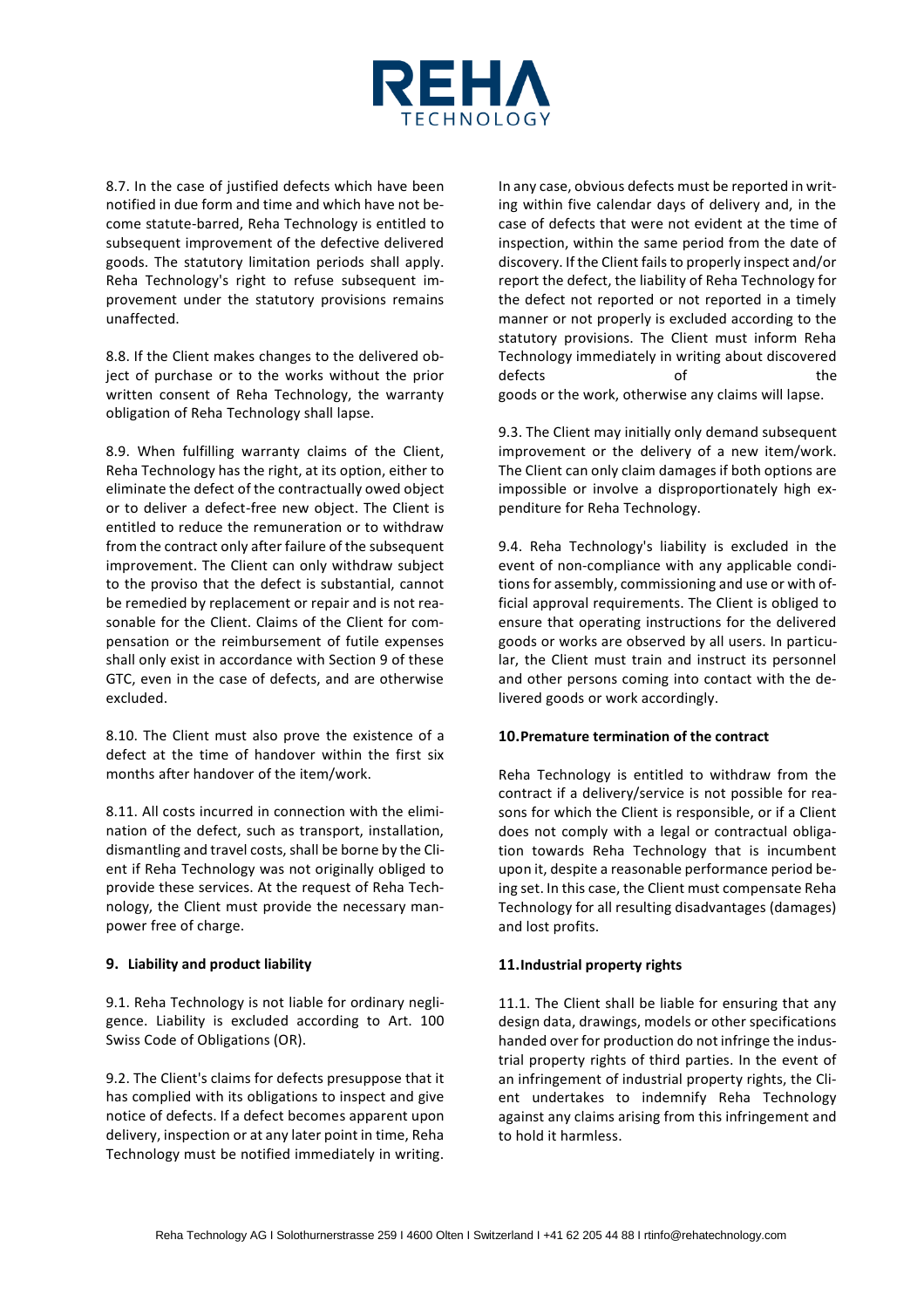8.7. In the case of justified defects which have been notified in due form and time and which have not become statute-barred, Reha Technology is entitled to subsequent improvement of the defective delivered goods. The statutory limitation periods shall apply. Reha Technology's right to refuse subsequent improvement under the statutory provisions remains unaffected.

8.8. If the Client makes changes to the delivered object of purchase or to the works without the prior written consent of Reha Technology, the warranty obligation of Reha Technology shall lapse.

8.9. When fulfilling warranty claims of the Client, Reha Technology has the right, at its option, either to eliminate the defect of the contractually owed object or to deliver a defect-free new object. The Client is entitled to reduce the remuneration or to withdraw from the contract only after failure of the subsequent improvement. The Client can only withdraw subject to the proviso that the defect is substantial, cannot be remedied by replacement or repair and is not reasonable for the Client. Claims of the Client for compensation or the reimbursement of futile expenses shall only exist in accordance with Section 9 of these GTC, even in the case of defects, and are otherwise excluded.

8.10. The Client must also prove the existence of a defect at the time of handover within the first six months after handover of the item/work.

8.11. All costs incurred in connection with the elimination of the defect, such as transport, installation, dismantling and travel costs, shall be borne by the Client if Reha Technology was not originally obliged to provide these services. At the request of Reha Technology, the Client must provide the necessary manpower free of charge.

## 9. Liability and product liability

9.1. Reha Technology is not liable for ordinary negligence. Liability is excluded according to Art. 100 Swiss Code of Obligations (OR).

9.2. The Client's claims for defects presuppose that it has complied with its obligations to inspect and give notice of defects. If a defect becomes apparent upon delivery, inspection or at any later point in time, Reha Technology must be notified immediately in writing. In any case, obvious defects must be reported in writing within five calendar days of delivery and, in the case of defects that were not evident at the time of inspection, within the same period from the date of discovery. If the Client fails to properly inspect and/or report the defect, the liability of Reha Technology for the defect not reported or not reported in a timely manner or not properly is excluded according to the statutory provisions. The Client must inform Reha Technology immediately in writing about discovered defects of the goods or the work, otherwise any claims will lapse.

9.3. The Client may initially only demand subsequent improvement or the delivery of a new item/work. The Client can only claim damages if both options are impossible or involve a disproportionately high expenditure for Reha Technology.

9.4. Reha Technology's liability is excluded in the event of non-compliance with any applicable conditions for assembly, commissioning and use or with official approval requirements. The Client is obliged to ensure that operating instructions for the delivered goods or works are observed by all users. In particular, the Client must train and instruct its personnel and other persons coming into contact with the delivered goods or work accordingly.

## 10. Premature termination of the contract

Reha Technology is entitled to withdraw from the contract if a delivery/service is not possible for reasons for which the Client is responsible, or if a Client does not comply with a legal or contractual obligation towards Reha Technology that is incumbent upon it, despite a reasonable performance period being set. In this case, the Client must compensate Reha Technology for all resulting disadvantages (damages) and lost profits.

## 11. Industrial property rights

11.1. The Client shall be liable for ensuring that any design data, drawings, models or other specifications handed over for production do not infringe the industrial property rights of third parties. In the event of an infringement of industrial property rights, the Client undertakes to indemnify Reha Technology against any claims arising from this infringement and to hold it harmless.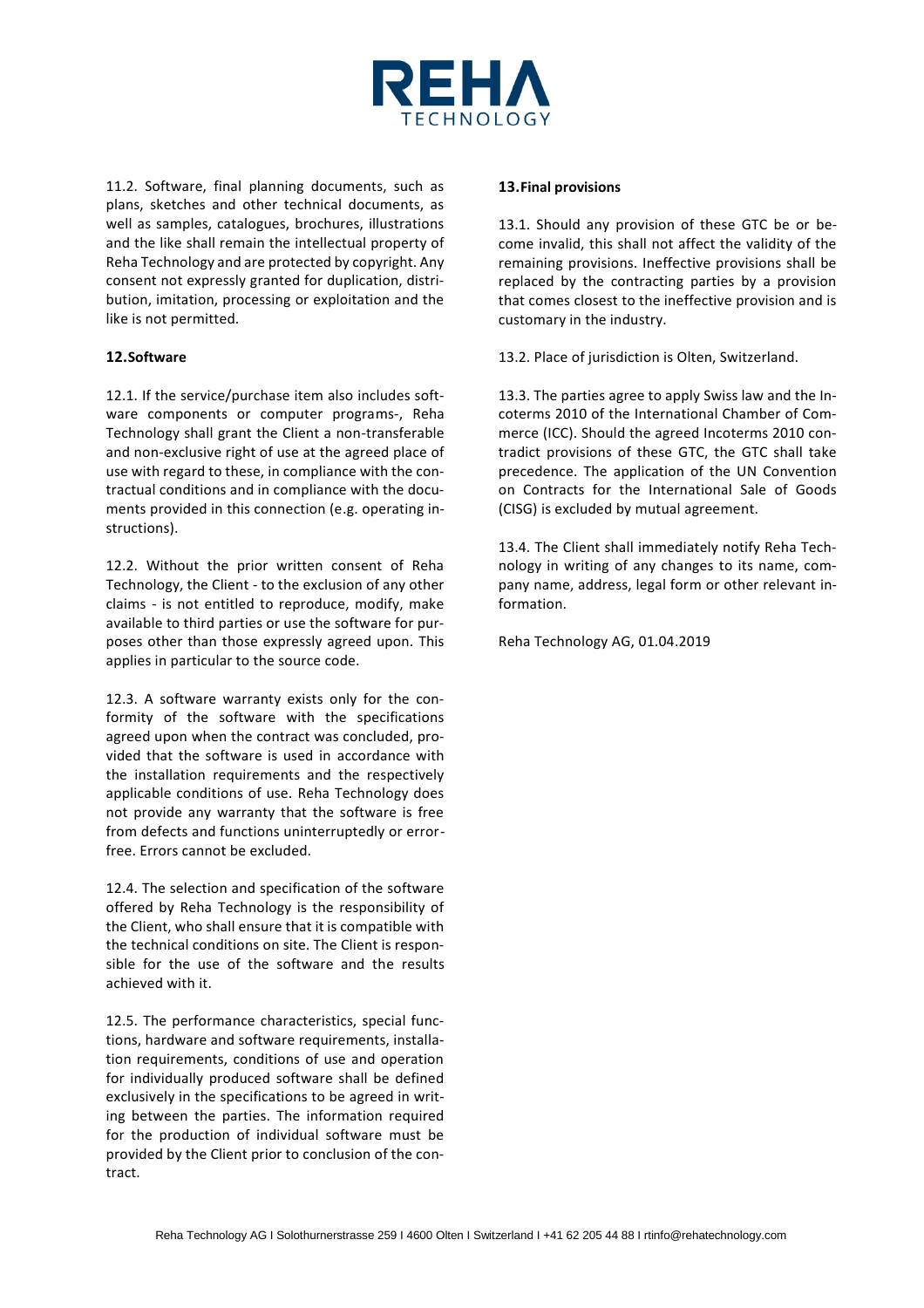11.2. Software, final planning documents, such as plans, sketches and other technical documents, as well as samples, catalogues, brochures, illustrations and the like shall remain the intellectual property of Reha Technology and are protected by copyright. Any consent not expressly granted for duplication, distribution, imitation, processing or exploitation and the like is not permitted.

**12. Software**

12.1. If the service/purchase item also includes software components or computer programs-, Reha Technology shall grant the Client a non-transferable and non-exclusive right of use at the agreed place of use with regard to these, in compliance with the contractual conditions and in compliance with the documents provided in this connection (e.g. operating instructions).

12.2. Without the prior written consent of Reha Technology, the Client - to the exclusion of any other claims - is not entitled to reproduce, modify, make available to third parties or use the software for purposes other than those expressly agreed upon. This applies in particular to the source code.

12.3. A software warranty exists only for the conformity of the software with the specifications agreed upon when the contract was concluded, provided that the software is used in accordance with the installation requirements and the respectively applicable conditions of use. Reha Technology does not provide any warranty that the software is free from defects and functions uninterruptedly or error-free. Errors cannot be excluded.

12.4. The selection and specification of the software offered by Reha Technology is the responsibility of the Client, who shall ensure that it is compatible with the technical conditions on site. The Client is responsible for the use of the software and the results achieved with it.

12.5. The performance characteristics, special functions, hardware and software requirements, installation requirements, conditions of use and operation for individually produced software shall be defined exclusively in the specifications to be agreed in writing between the parties. The information required for the production of individual software must be provided by the Client prior to conclusion of the contract.

**13. Final provisions**

13.1. Should any provision of these GTC be or become invalid, this shall not affect the validity of the remaining provisions. Ineffective provisions shall be replaced by the contracting parties by a provision that comes closest to the ineffective provision and is customary in the industry.

13.2. Place of jurisdiction is Olten, Switzerland.

13.3. The parties agree to apply Swiss law and the Incoterms 2010 of the International Chamber of Commerce (ICC). Should the agreed Incoterms 2010 contradict provisions of these GTC, the GTC shall take precedence. The application of the UN Convention on Contracts for the International Sale of Goods (CISG) is excluded by mutual agreement.

13.4. The Client shall immediately notify Reha Technology in writing of any changes to its name, company name, address, legal form or other relevant information.

Reha Technology AG, 01.04.2019